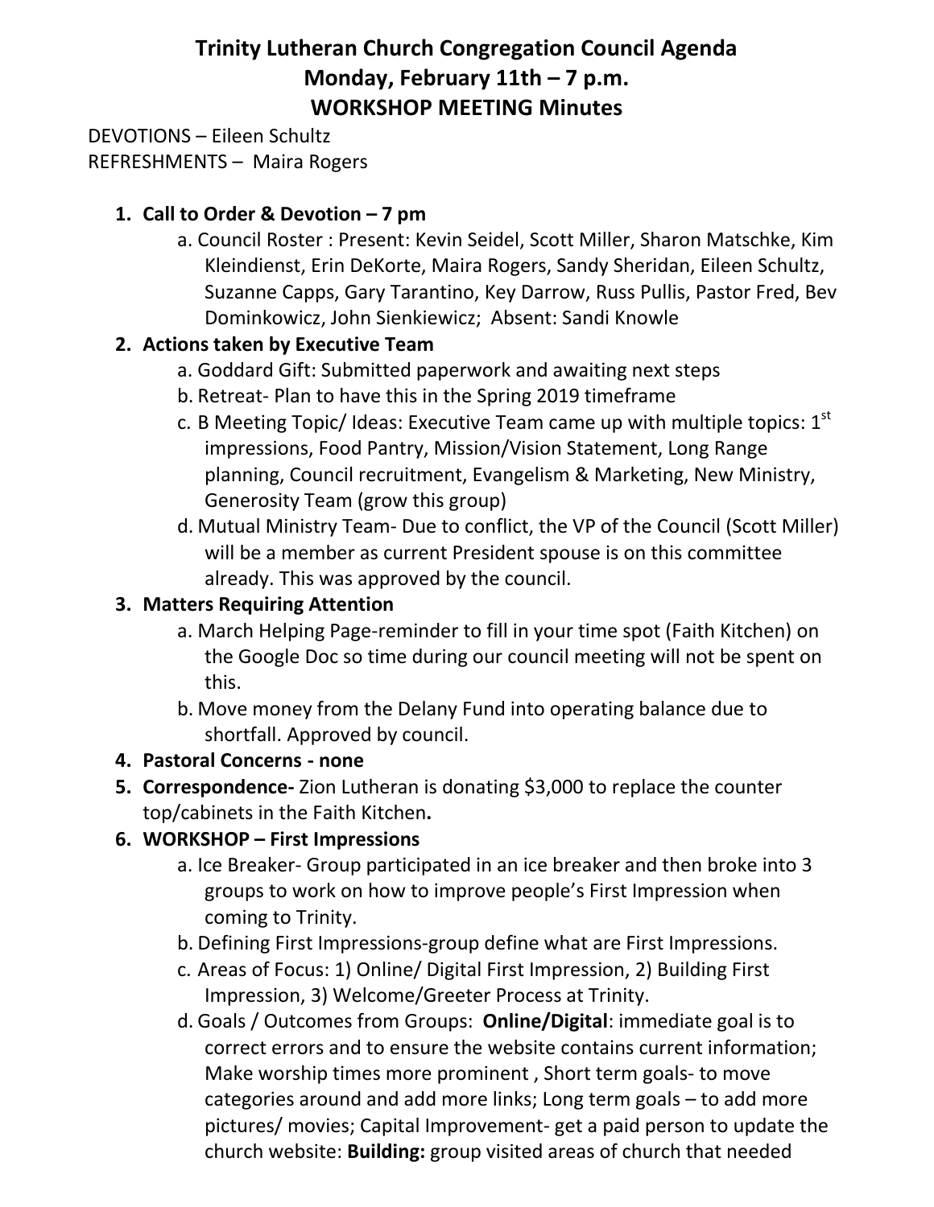# Trinity Lutheran Church Congregation Council Agenda
## Monday, February 11th – 7 p.m.
## WORKSHOP MEETING Minutes

DEVOTIONS – Eileen Schultz
REFRESHMENTS – Maira Rogers

1. **Call to Order & Devotion – 7 pm**
   a. Council Roster : Present: Kevin Seidel, Scott Miller, Sharon Matschke, Kim Kleindienst, Erin DeKorte, Maira Rogers, Sandy Sheridan, Eileen Schultz, Suzanne Capps, Gary Tarantino, Key Darrow, Russ Pullis, Pastor Fred, Bev Dominkowicz, John Sienkiewicz; Absent: Sandi Knowle
2. **Actions taken by Executive Team**
   a. Goddard Gift: Submitted paperwork and awaiting next steps
   b. Retreat- Plan to have this in the Spring 2019 timeframe
   c. B Meeting Topic/ Ideas: Executive Team came up with multiple topics: 1st impressions, Food Pantry, Mission/Vision Statement, Long Range planning, Council recruitment, Evangelism & Marketing, New Ministry, Generosity Team (grow this group)
   d. Mutual Ministry Team- Due to conflict, the VP of the Council (Scott Miller) will be a member as current President spouse is on this committee already. This was approved by the council.
3. **Matters Requiring Attention**
   a. March Helping Page-reminder to fill in your time spot (Faith Kitchen) on the Google Doc so time during our council meeting will not be spent on this.
   b. Move money from the Delany Fund into operating balance due to shortfall. Approved by council.
4. **Pastoral Concerns - none**
5. **Correspondence-** Zion Lutheran is donating $3,000 to replace the counter top/cabinets in the Faith Kitchen**.**
6. **WORKSHOP – First Impressions**
   a. Ice Breaker- Group participated in an ice breaker and then broke into 3 groups to work on how to improve people's First Impression when coming to Trinity.
   b. Defining First Impressions-group define what are First Impressions.
   c. Areas of Focus: 1) Online/ Digital First Impression, 2) Building First Impression, 3) Welcome/Greeter Process at Trinity.
   d. Goals / Outcomes from Groups: **Online/Digital**: immediate goal is to correct errors and to ensure the website contains current information; Make worship times more prominent , Short term goals- to move categories around and add more links; Long term goals – to add more pictures/ movies; Capital Improvement- get a paid person to update the church website: **Building:** group visited areas of church that needed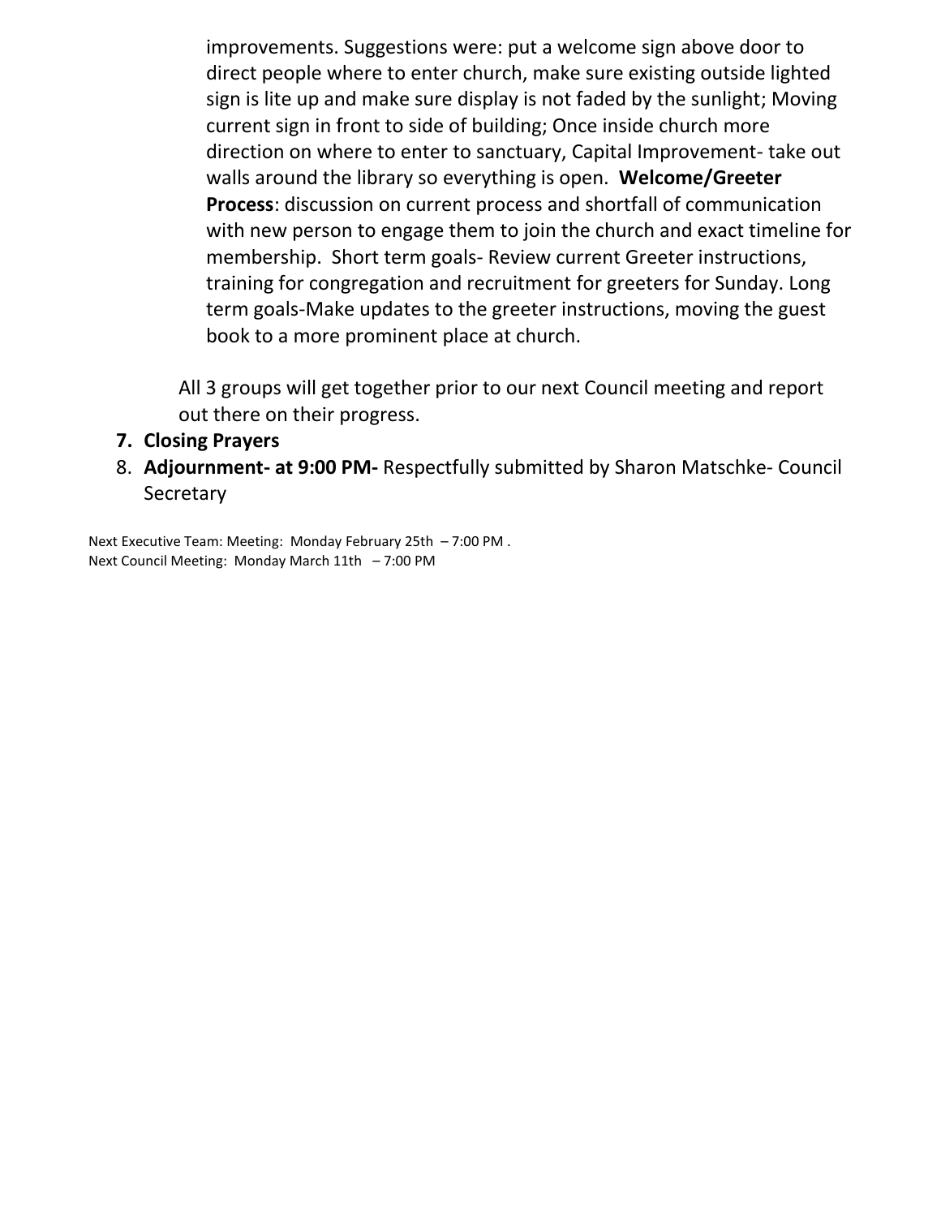improvements. Suggestions were: put a welcome sign above door to direct people where to enter church, make sure existing outside lighted sign is lite up and make sure display is not faded by the sunlight; Moving current sign in front to side of building; Once inside church more direction on where to enter to sanctuary, Capital Improvement- take out walls around the library so everything is open. **Welcome/Greeter Process**: discussion on current process and shortfall of communication with new person to engage them to join the church and exact timeline for membership. Short term goals- Review current Greeter instructions, training for congregation and recruitment for greeters for Sunday. Long term goals-Make updates to the greeter instructions, moving the guest book to a more prominent place at church.

All 3 groups will get together prior to our next Council meeting and report out there on their progress.

7. **Closing Prayers**
8. **Adjournment- at 9:00 PM-** Respectfully submitted by Sharon Matschke- Council Secretary

Next Executive Team: Meeting: Monday February 25th – 7:00 PM .
Next Council Meeting: Monday March 11th – 7:00 PM